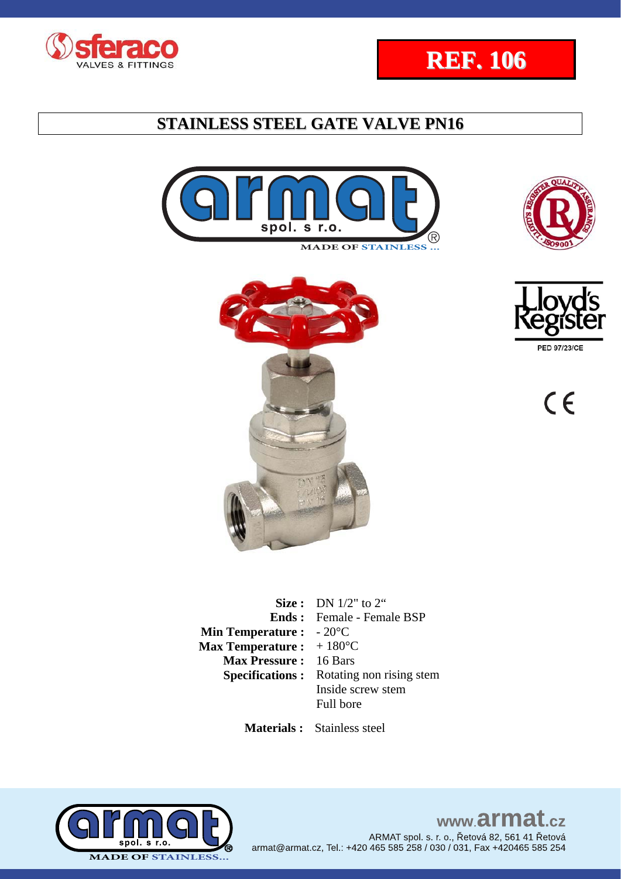**REF. 106**

# STAINLESS STEEL GATE VALVE PN16

MADE OF STAINLESS ...

PED 97/23/CE

| | |
|---|---|
| **Size :** | DN 1/2" to 2" |
| **Ends :** | Female - Female BSP |
| **Min Temperature :** | - 20°C |
| **Max Temperature :** | + 180°C |
| **Max Pressure :** | 16 Bars |
| **Specifications :** | Rotating non rising stem<br>Inside screw stem<br>Full bore |
| **Materials :** | Stainless steel |

www.armat.cz

ARMAT spol. s. r. o., Řetová 82, 561 41 Řetová
armat@armat.cz, Tel.: +420 465 585 258 / 030 / 031, Fax +420465 585 254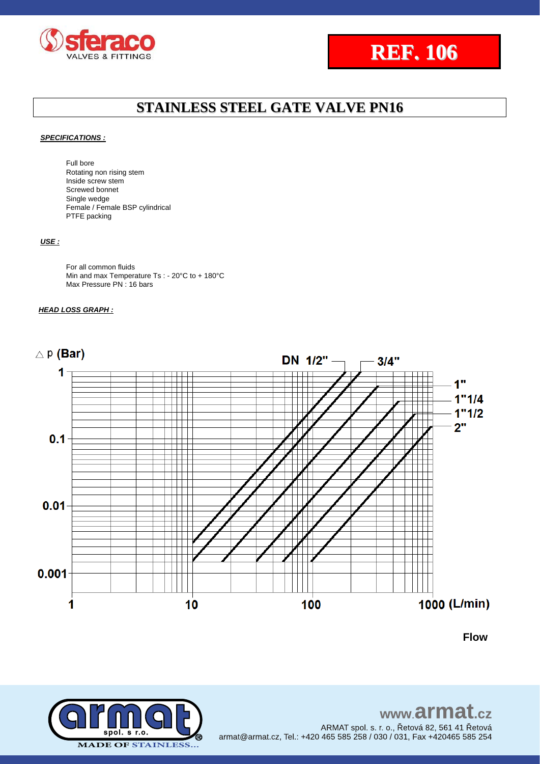**REF. 106**

# STAINLESS STEEL GATE VALVE PN16

***SPECIFICATIONS :***

Full bore
Rotating non rising stem
Inside screw stem
Screwed bonnet
Single wedge
Female / Female BSP cylindrical
PTFE packing

***USE :***

For all common fluids
Min and max Temperature Ts : - 20°C to + 180°C
Max Pressure PN : 16 bars

***HEAD LOSS GRAPH :***

$\triangle$ p **(Bar)**

DN 1/2" — 3/4" — 1" — 1"1/4 — 1"1/2 — 2"

1 — 0.1 — 0.01 — 0.001

1 — 10 — 100 — 1000 **(L/min)**

**Flow**

www.armat.cz
ARMAT spol. s r. o., Řetová 82, 561 41 Řetová
armat@armat.cz, Tel.: +420 465 585 258 / 030 / 031, Fax +420465 585 254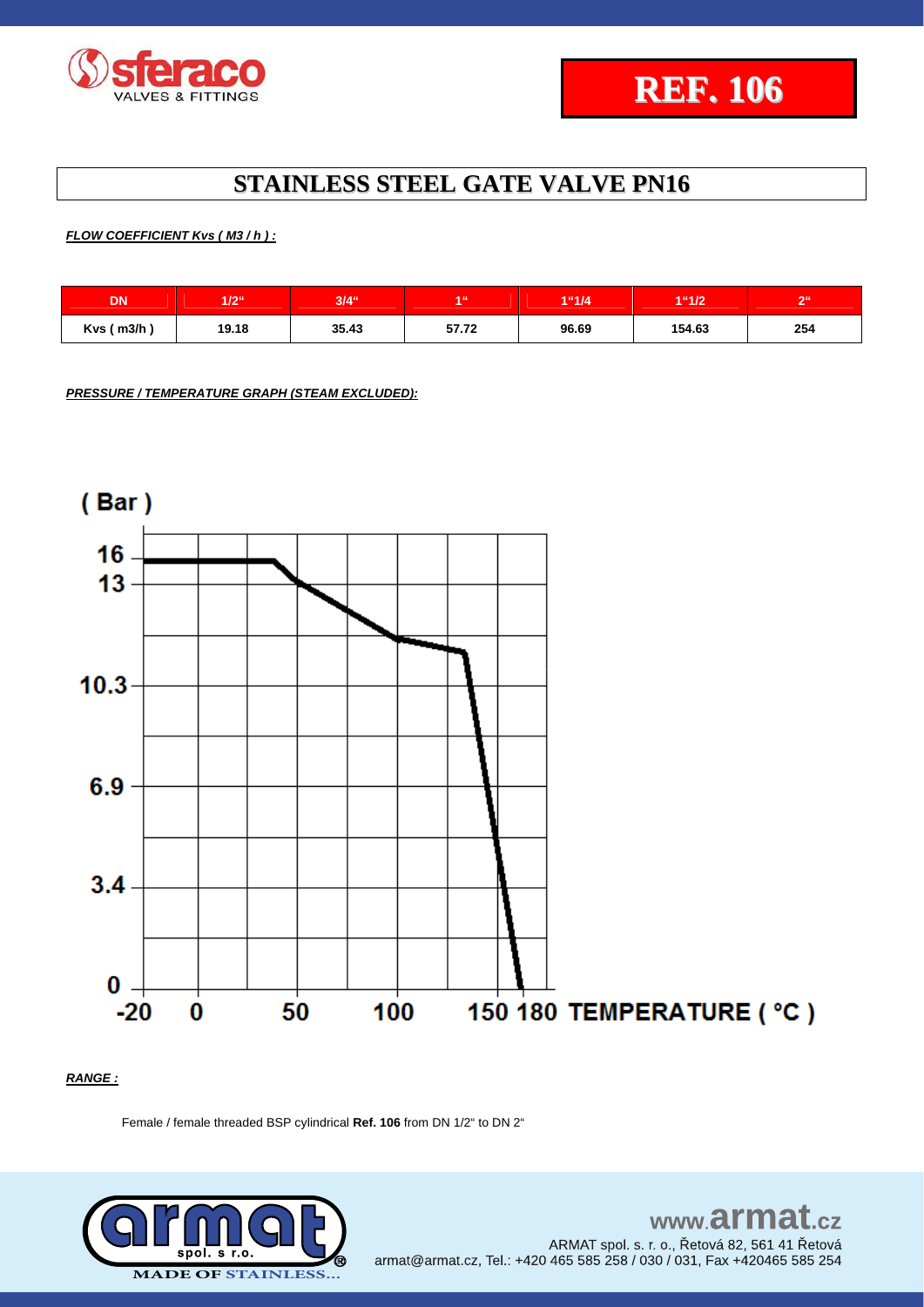# REF. 106

## STAINLESS STEEL GATE VALVE PN16

***FLOW COEFFICIENT Kvs ( M3 / h ) :***

| DN | 1/2" | 3/4" | 1" | 1"1/4 | 1"1/2 | 2" |
|---|---|---|---|---|---|---|
| Kvs ( m3/h ) | 19.18 | 35.43 | 57.72 | 96.69 | 154.63 | 254 |

***PRESSURE / TEMPERATURE GRAPH (STEAM EXCLUDED):***

( Bar )

16
13
10.3
6.9
3.4
0

-20 0 50 100 150 180 TEMPERATURE ( °C )

***RANGE :***

Female / female threaded BSP cylindrical **Ref. 106** from DN 1/2" to DN 2"

www.armat.cz
ARMAT spol. s r. o., Řetová 82, 561 41 Řetová
armat@armat.cz, Tel.: +420 465 585 258 / 030 / 031, Fax +420465 585 254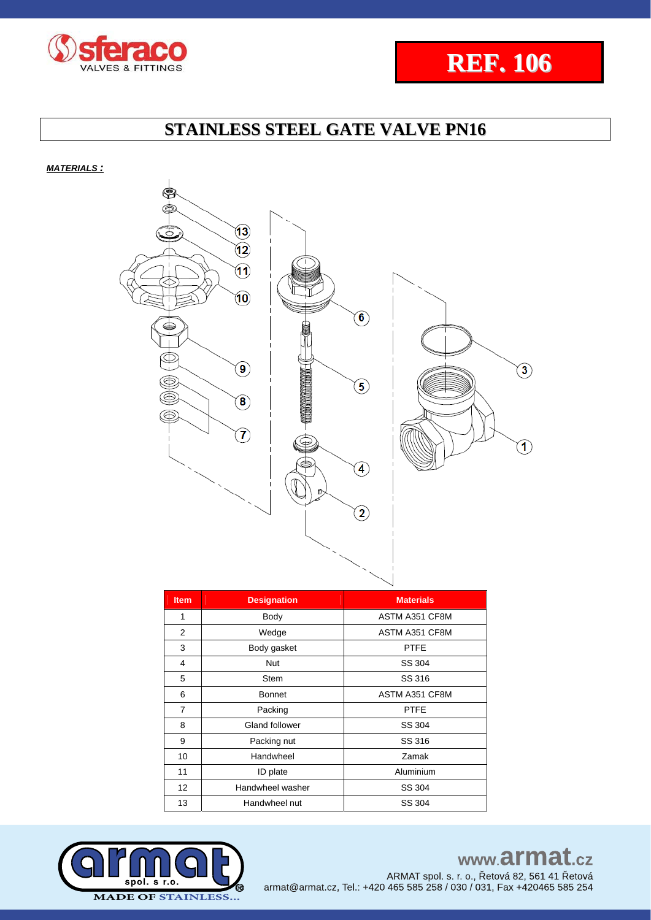# REF. 106

## STAINLESS STEEL GATE VALVE PN16

***MATERIALS :***

| Item | Designation | Materials |
|---|---|---|
| 1 | Body | ASTM A351 CF8M |
| 2 | Wedge | ASTM A351 CF8M |
| 3 | Body gasket | PTFE |
| 4 | Nut | SS 304 |
| 5 | Stem | SS 316 |
| 6 | Bonnet | ASTM A351 CF8M |
| 7 | Packing | PTFE |
| 8 | Gland follower | SS 304 |
| 9 | Packing nut | SS 316 |
| 10 | Handwheel | Zamak |
| 11 | ID plate | Aluminium |
| 12 | Handwheel washer | SS 304 |
| 13 | Handwheel nut | SS 304 |

www.armat.cz

ARMAT spol. s r. o., Řetová 82, 561 41 Řetová
armat@armat.cz, Tel.: +420 465 585 258 / 030 / 031, Fax +420465 585 254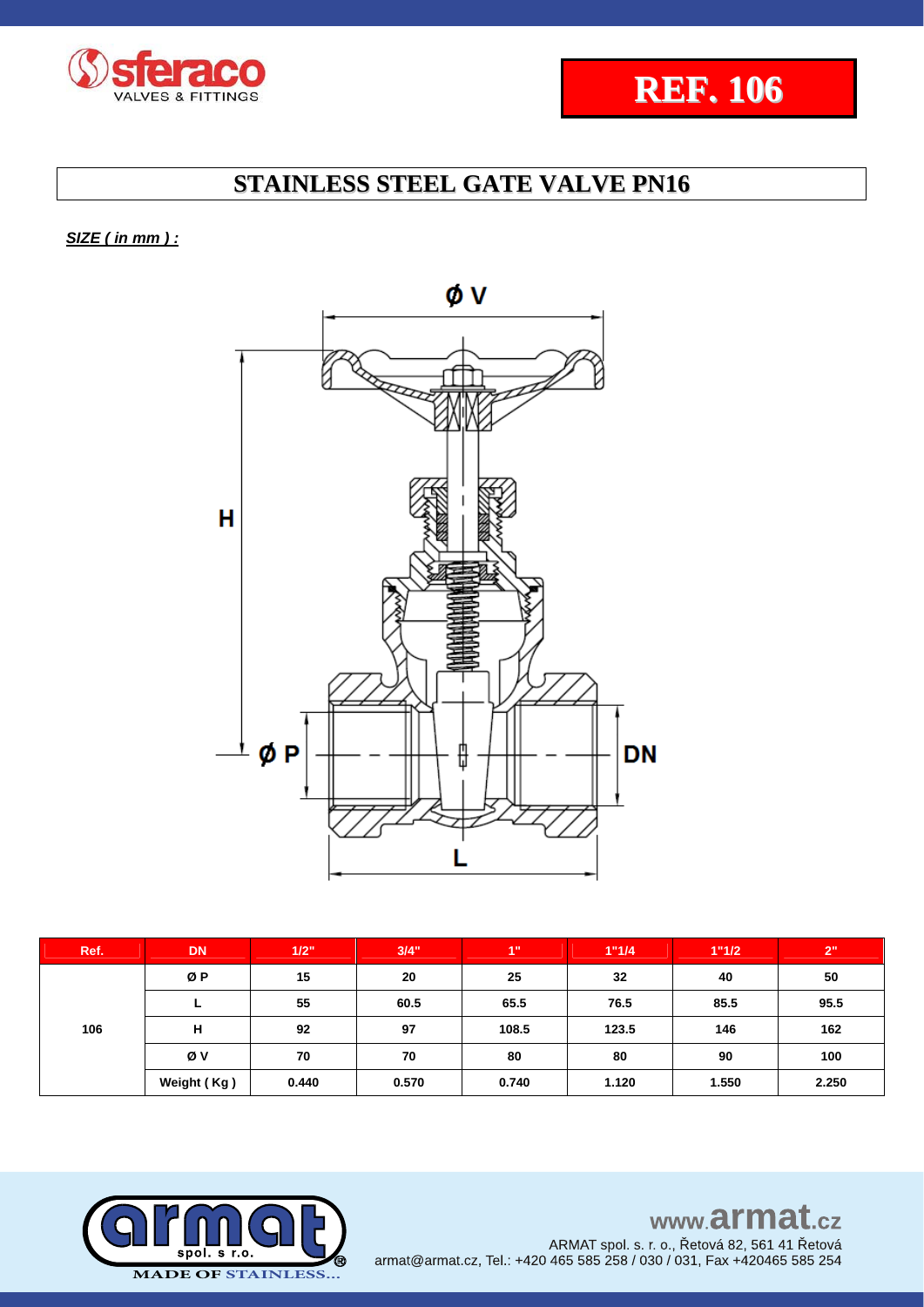**REF. 106**

# STAINLESS STEEL GATE VALVE PN16

***SIZE ( in mm ) :***

| Ref. | DN | 1/2" | 3/4" | 1" | 1"1/4 | 1"1/2 | 2" |
|---|---|---|---|---|---|---|---|
| 106 | Ø P | 15 | 20 | 25 | 32 | 40 | 50 |
| | L | 55 | 60.5 | 65.5 | 76.5 | 85.5 | 95.5 |
| | H | 92 | 97 | 108.5 | 123.5 | 146 | 162 |
| | Ø V | 70 | 70 | 80 | 80 | 90 | 100 |
| | Weight ( Kg ) | 0.440 | 0.570 | 0.740 | 1.120 | 1.550 | 2.250 |

MADE OF STAINLESS...

www.armat.cz

ARMAT spol. s. r. o., Řetová 82, 561 41 Řetová
armat@armat.cz, Tel.: +420 465 585 258 / 030 / 031, Fax +420465 585 254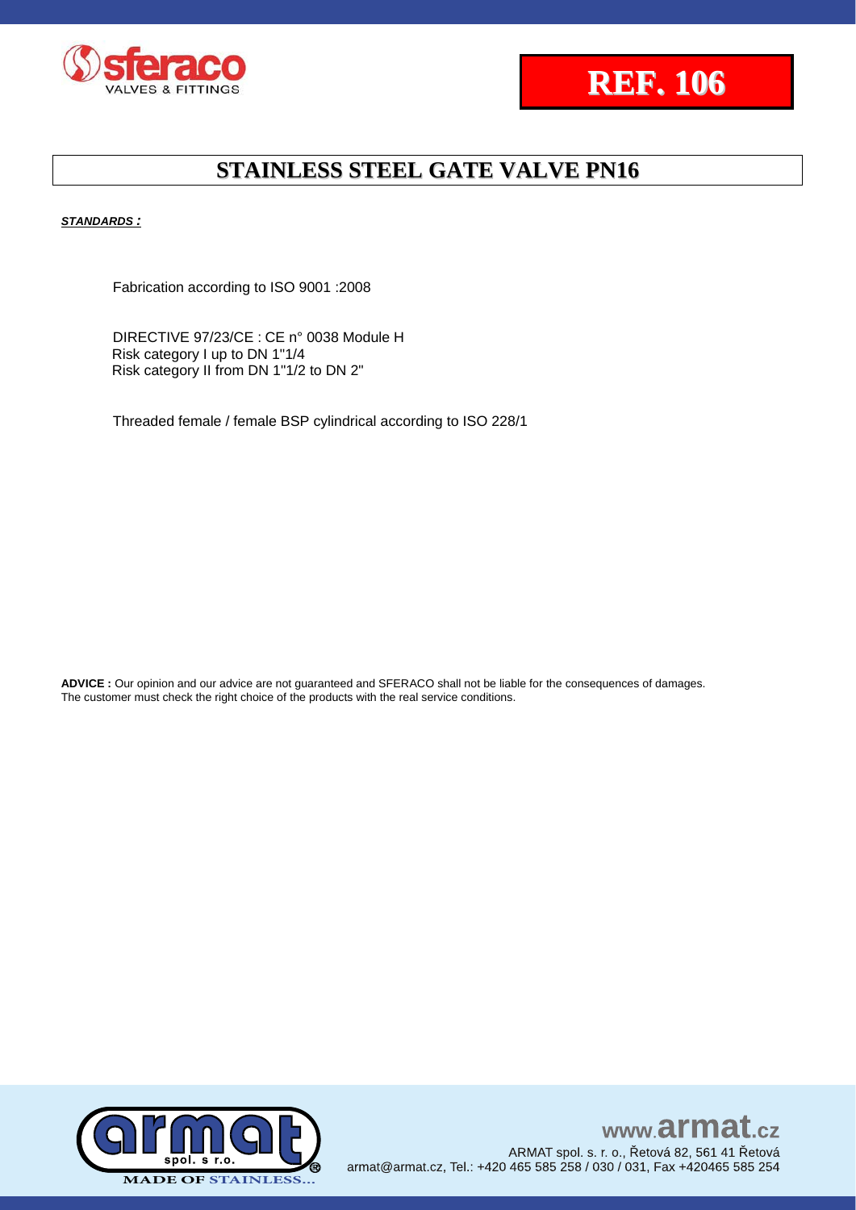**REF. 106**

# STAINLESS STEEL GATE VALVE PN16

***STANDARDS :***

Fabrication according to ISO 9001 :2008

DIRECTIVE 97/23/CE : CE n° 0038 Module H
Risk category I up to DN 1"1/4
Risk category II from DN 1"1/2 to DN 2"

Threaded female / female BSP cylindrical according to ISO 228/1

**ADVICE :** Our opinion and our advice are not guaranteed and SFERACO shall not be liable for the consequences of damages. The customer must check the right choice of the products with the real service conditions.

www.armat.cz
ARMAT spol. s r. o., Řetová 82, 561 41 Řetová
armat@armat.cz, Tel.: +420 465 585 258 / 030 / 031, Fax +420465 585 254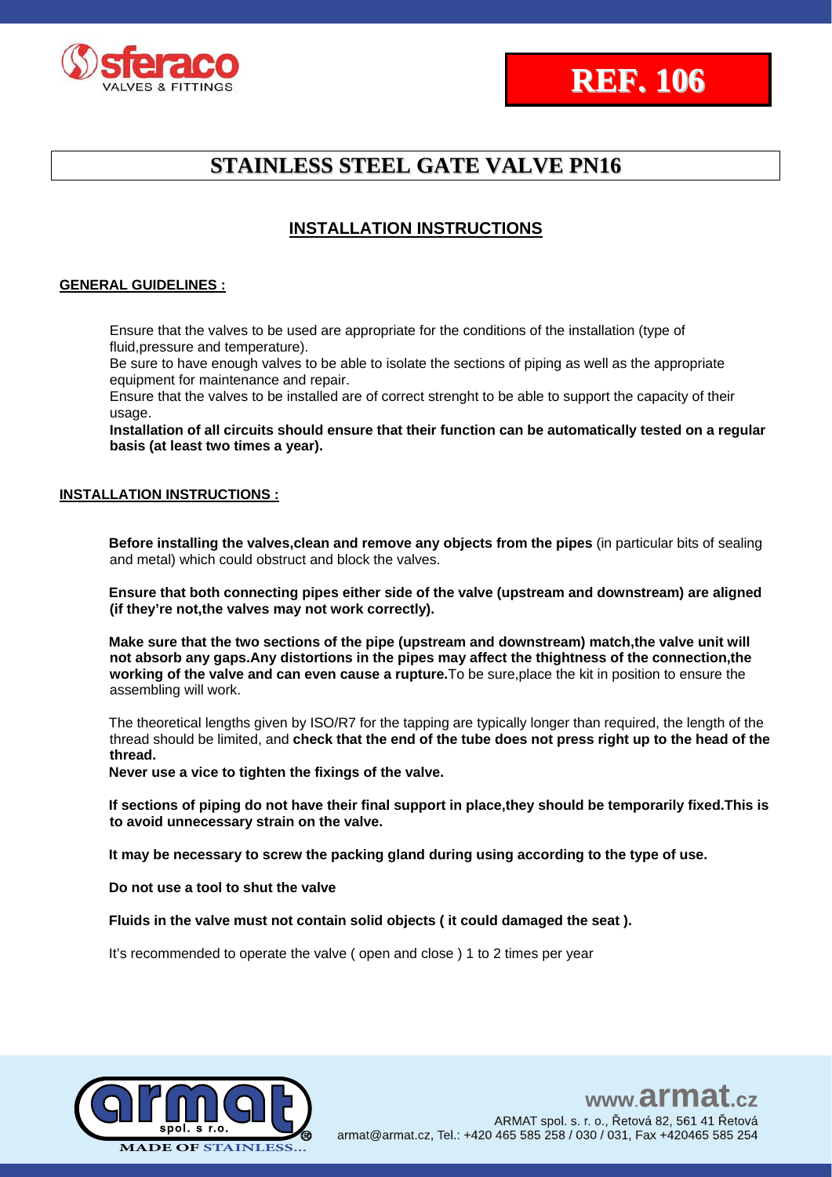**REF. 106**

# STAINLESS STEEL GATE VALVE PN16

## INSTALLATION INSTRUCTIONS

### GENERAL GUIDELINES :

Ensure that the valves to be used are appropriate for the conditions of the installation (type of fluid,pressure and temperature).
Be sure to have enough valves to be able to isolate the sections of piping as well as the appropriate equipment for maintenance and repair.
Ensure that the valves to be installed are of correct strenght to be able to support the capacity of their usage.
**Installation of all circuits should ensure that their function can be automatically tested on a regular basis (at least two times a year).**

### INSTALLATION INSTRUCTIONS :

**Before installing the valves,clean and remove any objects from the pipes** (in particular bits of sealing and metal) which could obstruct and block the valves.

**Ensure that both connecting pipes either side of the valve (upstream and downstream) are aligned (if they're not,the valves may not work correctly).**

**Make sure that the two sections of the pipe (upstream and downstream) match,the valve unit will not absorb any gaps.Any distortions in the pipes may affect the thightness of the connection,the working of the valve and can even cause a rupture.** To be sure,place the kit in position to ensure the assembling will work.

The theoretical lengths given by ISO/R7 for the tapping are typically longer than required, the length of the thread should be limited, and **check that the end of the tube does not press right up to the head of the thread.**
**Never use a vice to tighten the fixings of the valve.**

**If sections of piping do not have their final support in place,they should be temporarily fixed.This is to avoid unnecessary strain on the valve.**

**It may be necessary to screw the packing gland during using according to the type of use.**

**Do not use a tool to shut the valve**

**Fluids in the valve must not contain solid objects ( it could damaged the seat ).**

It's recommended to operate the valve ( open and close ) 1 to 2 times per year